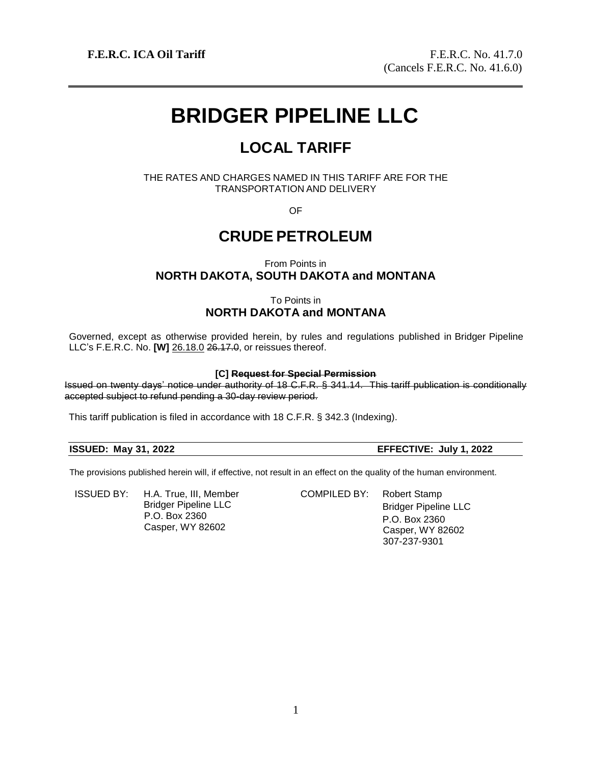**F.E.R.C. ICA Oil Tariff**

F.E.R.C. No. 41.7.0
(Cancels F.E.R.C. No. 41.6.0)

# BRIDGER PIPELINE LLC

## LOCAL TARIFF

THE RATES AND CHARGES NAMED IN THIS TARIFF ARE FOR THE TRANSPORTATION AND DELIVERY

OF

## CRUDE PETROLEUM

From Points in
**NORTH DAKOTA, SOUTH DAKOTA and MONTANA**

To Points in
**NORTH DAKOTA and MONTANA**

Governed, except as otherwise provided herein, by rules and regulations published in Bridger Pipeline LLC's F.E.R.C. No. **[W]** <u>26.18.0</u> ~~26.17.0~~, or reissues thereof.

**[C] ~~Request for Special Permission~~**
~~Issued on twenty days' notice under authority of 18 C.F.R. § 341.14. This tariff publication is conditionally accepted subject to refund pending a 30-day review period.~~

This tariff publication is filed in accordance with 18 C.F.R. § 342.3 (Indexing).

**ISSUED: May 31, 2022** **EFFECTIVE: July 1, 2022**

The provisions published herein will, if effective, not result in an effect on the quality of the human environment.

ISSUED BY: H.A. True, III, Member
Bridger Pipeline LLC
P.O. Box 2360
Casper, WY 82602

COMPILED BY: Robert Stamp
Bridger Pipeline LLC
P.O. Box 2360
Casper, WY 82602
307-237-9301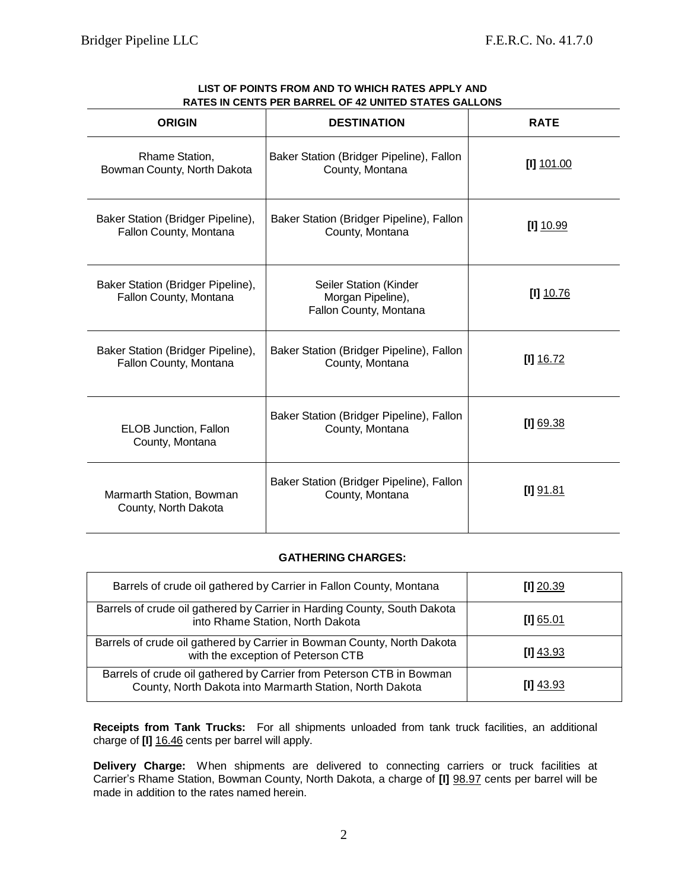**LIST OF POINTS FROM AND TO WHICH RATES APPLY AND RATES IN CENTS PER BARREL OF 42 UNITED STATES GALLONS**

| ORIGIN | DESTINATION | RATE |
|---|---|---|
| Rhame Station, Bowman County, North Dakota | Baker Station (Bridger Pipeline), Fallon County, Montana | **[I]** 101.00 |
| Baker Station (Bridger Pipeline), Fallon County, Montana | Baker Station (Bridger Pipeline), Fallon County, Montana | **[I]** 10.99 |
| Baker Station (Bridger Pipeline), Fallon County, Montana | Seiler Station (Kinder Morgan Pipeline), Fallon County, Montana | **[I]** 10.76 |
| Baker Station (Bridger Pipeline), Fallon County, Montana | Baker Station (Bridger Pipeline), Fallon County, Montana | **[I]** 16.72 |
| ELOB Junction, Fallon County, Montana | Baker Station (Bridger Pipeline), Fallon County, Montana | **[I]** 69.38 |
| Marmarth Station, Bowman County, North Dakota | Baker Station (Bridger Pipeline), Fallon County, Montana | **[I]** 91.81 |

**GATHERING CHARGES:**

| | |
|---|---|
| Barrels of crude oil gathered by Carrier in Fallon County, Montana | **[I]** 20.39 |
| Barrels of crude oil gathered by Carrier in Harding County, South Dakota into Rhame Station, North Dakota | **[I]** 65.01 |
| Barrels of crude oil gathered by Carrier in Bowman County, North Dakota with the exception of Peterson CTB | **[I]** 43.93 |
| Barrels of crude oil gathered by Carrier from Peterson CTB in Bowman County, North Dakota into Marmarth Station, North Dakota | **[I]** 43.93 |

**Receipts from Tank Trucks:** For all shipments unloaded from tank truck facilities, an additional charge of **[I]** 16.46 cents per barrel will apply.

**Delivery Charge:** When shipments are delivered to connecting carriers or truck facilities at Carrier's Rhame Station, Bowman County, North Dakota, a charge of **[I]** 98.97 cents per barrel will be made in addition to the rates named herein.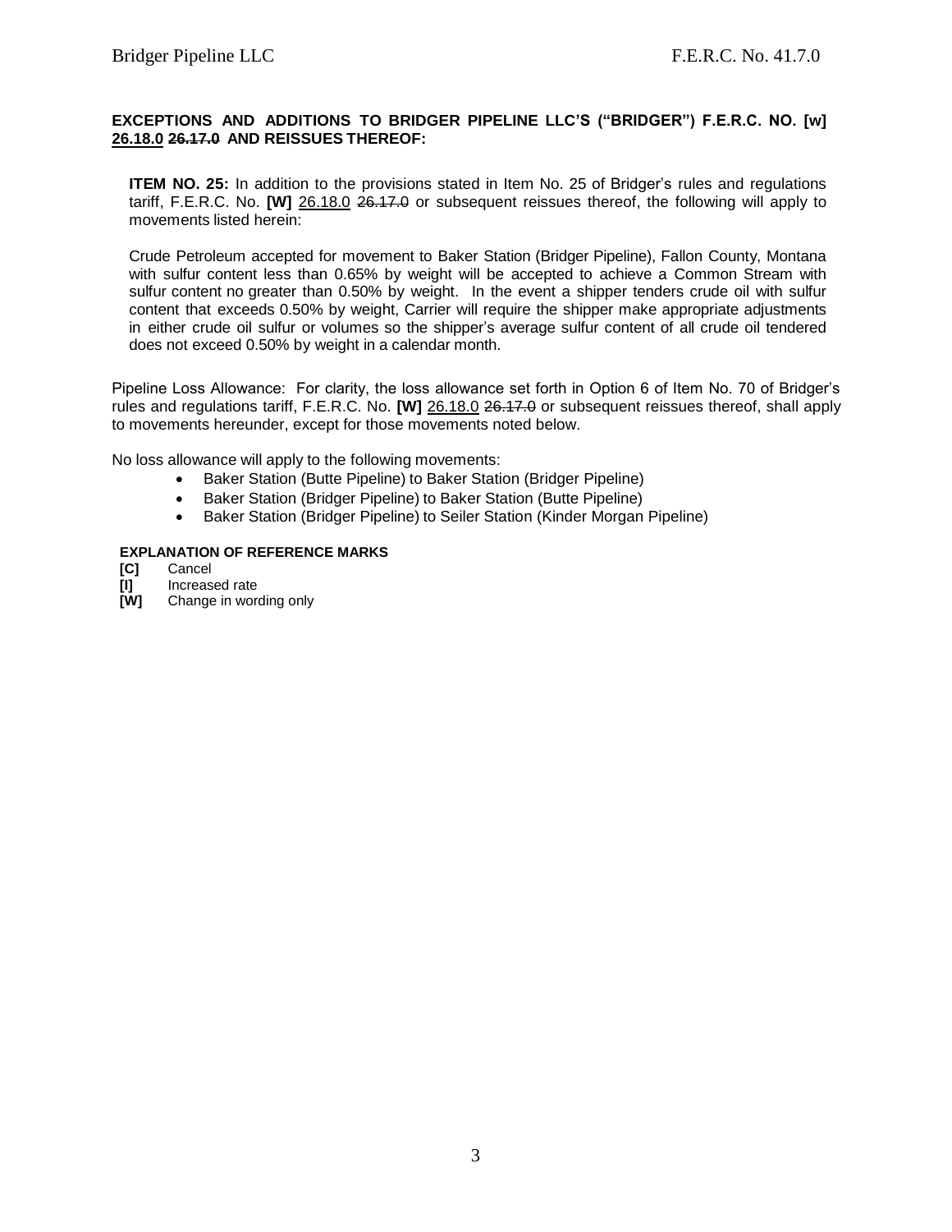**EXCEPTIONS AND ADDITIONS TO BRIDGER PIPELINE LLC'S ("BRIDGER") F.E.R.C. NO. [w] 26.18.0 ~~26.17.0~~ AND REISSUES THEREOF:**

**ITEM NO. 25:** In addition to the provisions stated in Item No. 25 of Bridger's rules and regulations tariff, F.E.R.C. No. **[W]** 26.18.0 ~~26.17.0~~ or subsequent reissues thereof, the following will apply to movements listed herein:

Crude Petroleum accepted for movement to Baker Station (Bridger Pipeline), Fallon County, Montana with sulfur content less than 0.65% by weight will be accepted to achieve a Common Stream with sulfur content no greater than 0.50% by weight. In the event a shipper tenders crude oil with sulfur content that exceeds 0.50% by weight, Carrier will require the shipper make appropriate adjustments in either crude oil sulfur or volumes so the shipper's average sulfur content of all crude oil tendered does not exceed 0.50% by weight in a calendar month.

Pipeline Loss Allowance: For clarity, the loss allowance set forth in Option 6 of Item No. 70 of Bridger's rules and regulations tariff, F.E.R.C. No. **[W]** 26.18.0 ~~26.17.0~~ or subsequent reissues thereof, shall apply to movements hereunder, except for those movements noted below.

No loss allowance will apply to the following movements:

- Baker Station (Butte Pipeline) to Baker Station (Bridger Pipeline)
- Baker Station (Bridger Pipeline) to Baker Station (Butte Pipeline)
- Baker Station (Bridger Pipeline) to Seiler Station (Kinder Morgan Pipeline)

**EXPLANATION OF REFERENCE MARKS**

**[C]** Cancel
**[I]** Increased rate
**[W]** Change in wording only